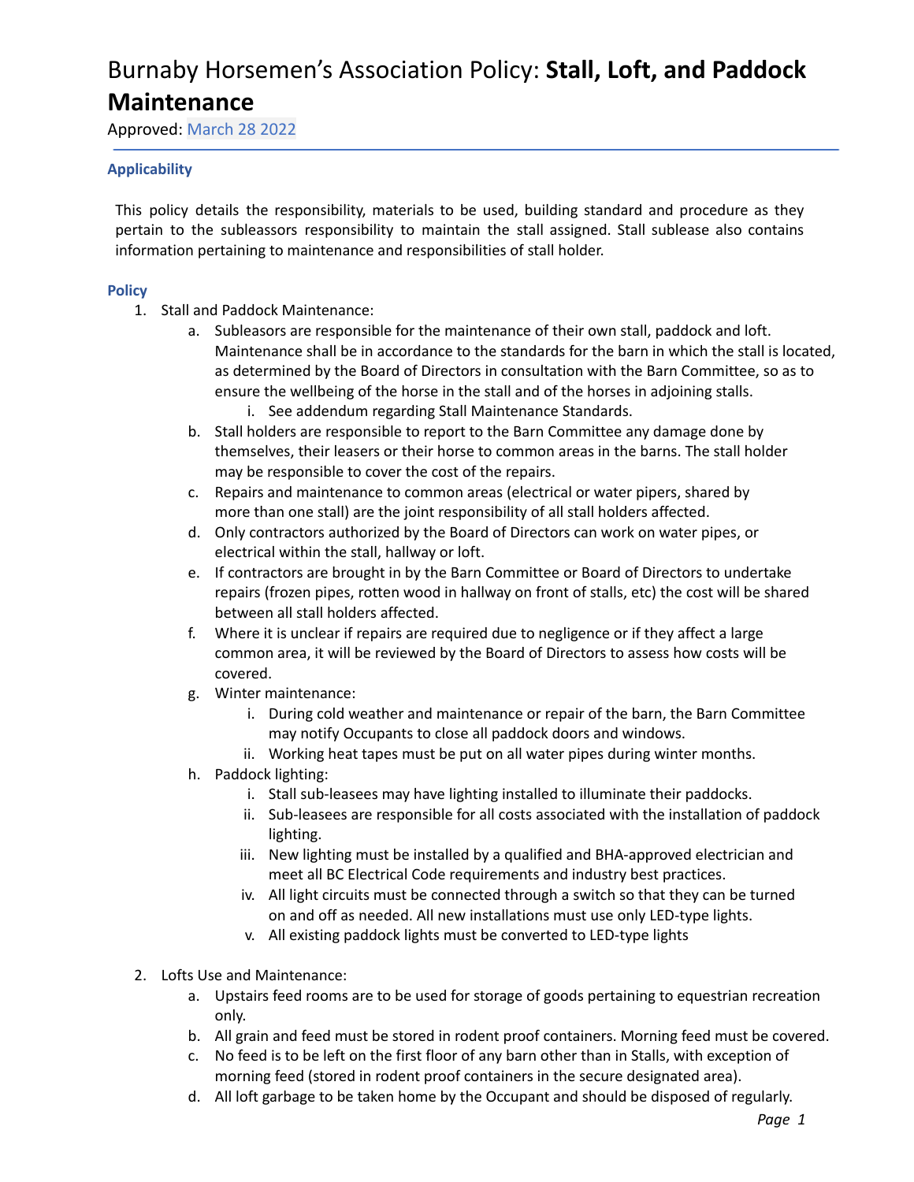# Burnaby Horsemen's Association Policy: **Stall, Loft, and Paddock Maintenance**

Approved: March 28 2022

---

### Applicability

This policy details the responsibility, materials to be used, building standard and procedure as they pertain to the subleassors responsibility to maintain the stall assigned. Stall sublease also contains information pertaining to maintenance and responsibilities of stall holder.

### Policy

1. Stall and Paddock Maintenance:
   a. Subleasors are responsible for the maintenance of their own stall, paddock and loft. Maintenance shall be in accordance to the standards for the barn in which the stall is located, as determined by the Board of Directors in consultation with the Barn Committee, so as to ensure the wellbeing of the horse in the stall and of the horses in adjoining stalls.
      i. See addendum regarding Stall Maintenance Standards.
   b. Stall holders are responsible to report to the Barn Committee any damage done by themselves, their leasers or their horse to common areas in the barns. The stall holder may be responsible to cover the cost of the repairs.
   c. Repairs and maintenance to common areas (electrical or water pipers, shared by more than one stall) are the joint responsibility of all stall holders affected.
   d. Only contractors authorized by the Board of Directors can work on water pipes, or electrical within the stall, hallway or loft.
   e. If contractors are brought in by the Barn Committee or Board of Directors to undertake repairs (frozen pipes, rotten wood in hallway on front of stalls, etc) the cost will be shared between all stall holders affected.
   f. Where it is unclear if repairs are required due to negligence or if they affect a large common area, it will be reviewed by the Board of Directors to assess how costs will be covered.
   g. Winter maintenance:
      i. During cold weather and maintenance or repair of the barn, the Barn Committee may notify Occupants to close all paddock doors and windows.
      ii. Working heat tapes must be put on all water pipes during winter months.
   h. Paddock lighting:
      i. Stall sub-leasees may have lighting installed to illuminate their paddocks.
      ii. Sub-leasees are responsible for all costs associated with the installation of paddock lighting.
      iii. New lighting must be installed by a qualified and BHA-approved electrician and meet all BC Electrical Code requirements and industry best practices.
      iv. All light circuits must be connected through a switch so that they can be turned on and off as needed. All new installations must use only LED-type lights.
      v. All existing paddock lights must be converted to LED-type lights

2. Lofts Use and Maintenance:
   a. Upstairs feed rooms are to be used for storage of goods pertaining to equestrian recreation only.
   b. All grain and feed must be stored in rodent proof containers. Morning feed must be covered.
   c. No feed is to be left on the first floor of any barn other than in Stalls, with exception of morning feed (stored in rodent proof containers in the secure designated area).
   d. All loft garbage to be taken home by the Occupant and should be disposed of regularly.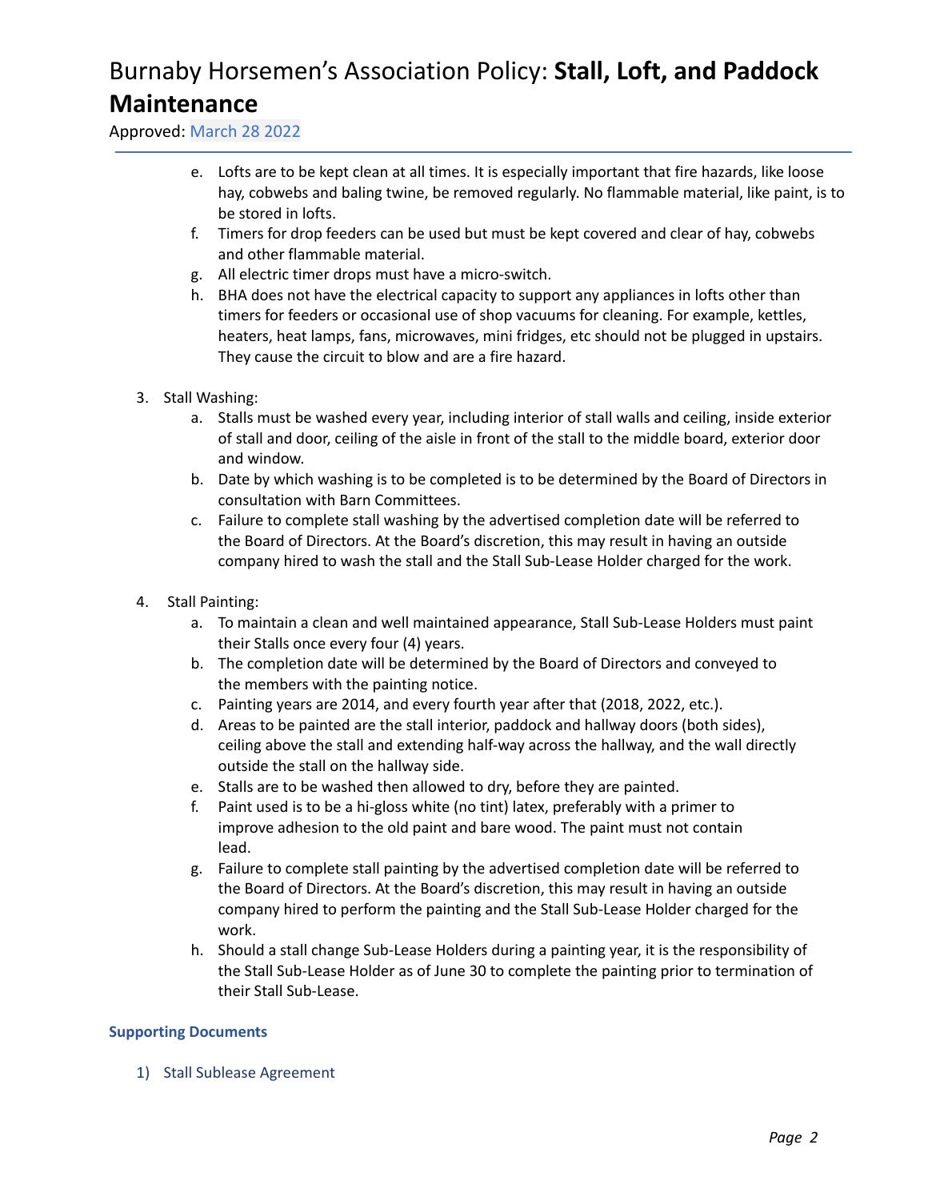e. Lofts are to be kept clean at all times. It is especially important that fire hazards, like loose hay, cobwebs and baling twine, be removed regularly. No flammable material, like paint, is to be stored in lofts.

f. Timers for drop feeders can be used but must be kept covered and clear of hay, cobwebs and other flammable material.

g. All electric timer drops must have a micro-switch.

h. BHA does not have the electrical capacity to support any appliances in lofts other than timers for feeders or occasional use of shop vacuums for cleaning. For example, kettles, heaters, heat lamps, fans, microwaves, mini fridges, etc should not be plugged in upstairs. They cause the circuit to blow and are a fire hazard.

3. Stall Washing:
    a. Stalls must be washed every year, including interior of stall walls and ceiling, inside exterior of stall and door, ceiling of the aisle in front of the stall to the middle board, exterior door and window.
    b. Date by which washing is to be completed is to be determined by the Board of Directors in consultation with Barn Committees.
    c. Failure to complete stall washing by the advertised completion date will be referred to the Board of Directors. At the Board's discretion, this may result in having an outside company hired to wash the stall and the Stall Sub-Lease Holder charged for the work.

4. Stall Painting:
    a. To maintain a clean and well maintained appearance, Stall Sub-Lease Holders must paint their Stalls once every four (4) years.
    b. The completion date will be determined by the Board of Directors and conveyed to the members with the painting notice.
    c. Painting years are 2014, and every fourth year after that (2018, 2022, etc.).
    d. Areas to be painted are the stall interior, paddock and hallway doors (both sides), ceiling above the stall and extending half-way across the hallway, and the wall directly outside the stall on the hallway side.
    e. Stalls are to be washed then allowed to dry, before they are painted.
    f. Paint used is to be a hi-gloss white (no tint) latex, preferably with a primer to improve adhesion to the old paint and bare wood. The paint must not contain lead.
    g. Failure to complete stall painting by the advertised completion date will be referred to the Board of Directors. At the Board's discretion, this may result in having an outside company hired to perform the painting and the Stall Sub-Lease Holder charged for the work.
    h. Should a stall change Sub-Lease Holders during a painting year, it is the responsibility of the Stall Sub-Lease Holder as of June 30 to complete the painting prior to termination of their Stall Sub-Lease.

**Supporting Documents**

1) Stall Sublease Agreement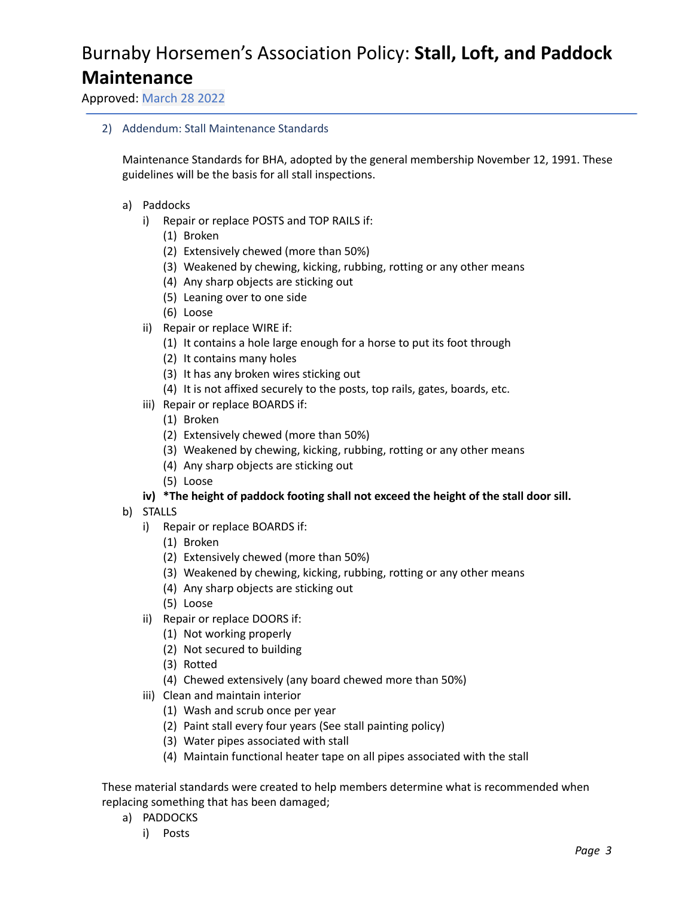# Burnaby Horsemen's Association Policy: **Stall, Loft, and Paddock Maintenance**

Approved: March 28 2022

## 2) Addendum: Stall Maintenance Standards

Maintenance Standards for BHA, adopted by the general membership November 12, 1991. These guidelines will be the basis for all stall inspections.

- a) Paddocks
  - i) Repair or replace POSTS and TOP RAILS if:
    - (1) Broken
    - (2) Extensively chewed (more than 50%)
    - (3) Weakened by chewing, kicking, rubbing, rotting or any other means
    - (4) Any sharp objects are sticking out
    - (5) Leaning over to one side
    - (6) Loose
  - ii) Repair or replace WIRE if:
    - (1) It contains a hole large enough for a horse to put its foot through
    - (2) It contains many holes
    - (3) It has any broken wires sticking out
    - (4) It is not affixed securely to the posts, top rails, gates, boards, etc.
  - iii) Repair or replace BOARDS if:
    - (1) Broken
    - (2) Extensively chewed (more than 50%)
    - (3) Weakened by chewing, kicking, rubbing, rotting or any other means
    - (4) Any sharp objects are sticking out
    - (5) Loose
  - **iv) *The height of paddock footing shall not exceed the height of the stall door sill.**
- b) STALLS
  - i) Repair or replace BOARDS if:
    - (1) Broken
    - (2) Extensively chewed (more than 50%)
    - (3) Weakened by chewing, kicking, rubbing, rotting or any other means
    - (4) Any sharp objects are sticking out
    - (5) Loose
  - ii) Repair or replace DOORS if:
    - (1) Not working properly
    - (2) Not secured to building
    - (3) Rotted
    - (4) Chewed extensively (any board chewed more than 50%)
  - iii) Clean and maintain interior
    - (1) Wash and scrub once per year
    - (2) Paint stall every four years (See stall painting policy)
    - (3) Water pipes associated with stall
    - (4) Maintain functional heater tape on all pipes associated with the stall

These material standards were created to help members determine what is recommended when replacing something that has been damaged;

- a) PADDOCKS
  - i) Posts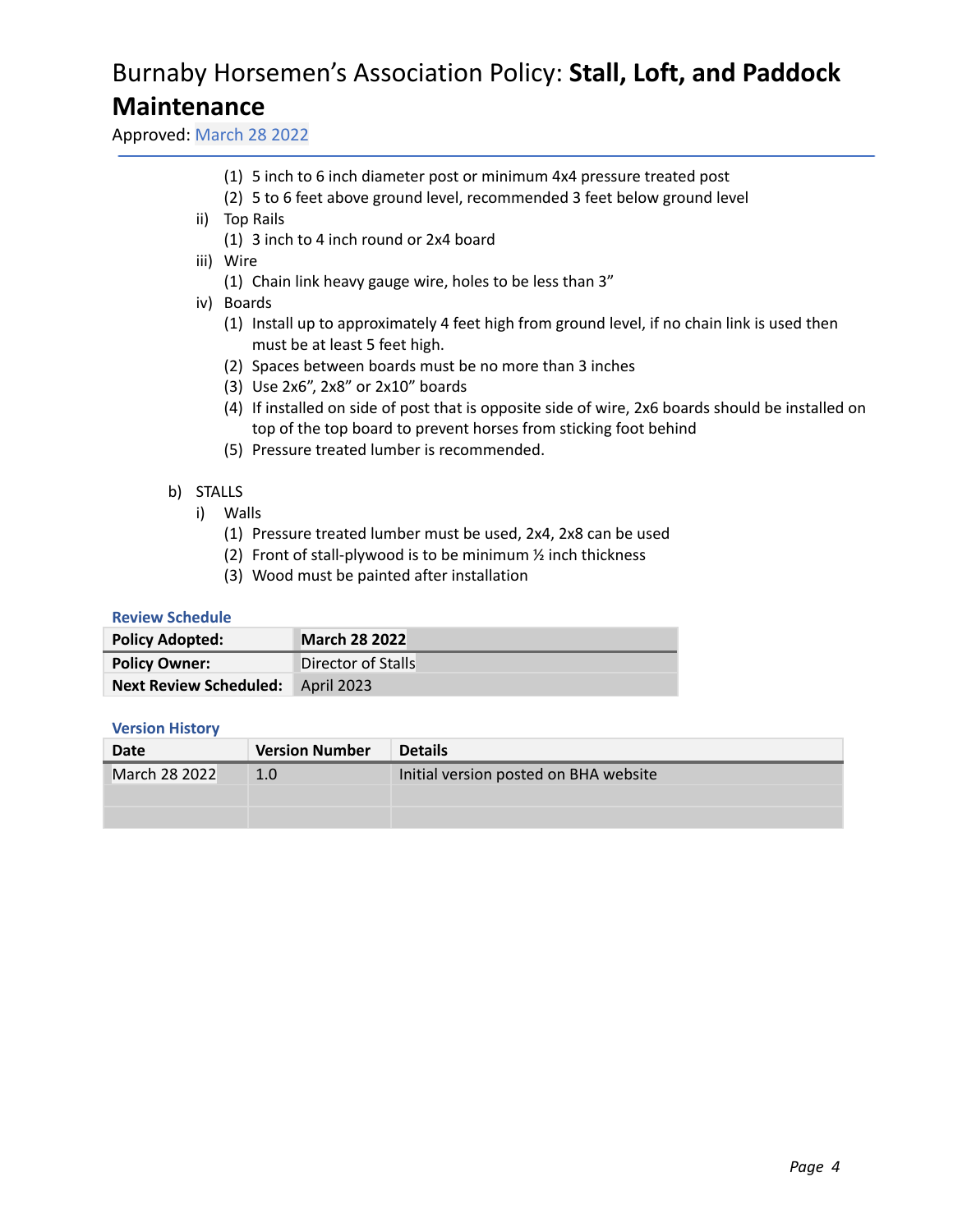(1) 5 inch to 6 inch diameter post or minimum 4x4 pressure treated post
(2) 5 to 6 feet above ground level, recommended 3 feet below ground level

ii) Top Rails
   (1) 3 inch to 4 inch round or 2x4 board

iii) Wire
   (1) Chain link heavy gauge wire, holes to be less than 3”

iv) Boards
   (1) Install up to approximately 4 feet high from ground level, if no chain link is used then must be at least 5 feet high.
   (2) Spaces between boards must be no more than 3 inches
   (3) Use 2x6”, 2x8” or 2x10” boards
   (4) If installed on side of post that is opposite side of wire, 2x6 boards should be installed on top of the top board to prevent horses from sticking foot behind
   (5) Pressure treated lumber is recommended.

b) STALLS
   i) Walls
      (1) Pressure treated lumber must be used, 2x4, 2x8 can be used
      (2) Front of stall-plywood is to be minimum ½ inch thickness
      (3) Wood must be painted after installation

### Review Schedule

| | |
|---|---|
| **Policy Adopted:** | **March 28 2022** |
| **Policy Owner:** | Director of Stalls |
| **Next Review Scheduled:** | April 2023 |

### Version History

| Date | Version Number | Details |
|---|---|---|
| March 28 2022 | 1.0 | Initial version posted on BHA website |
| | | |
| | | |